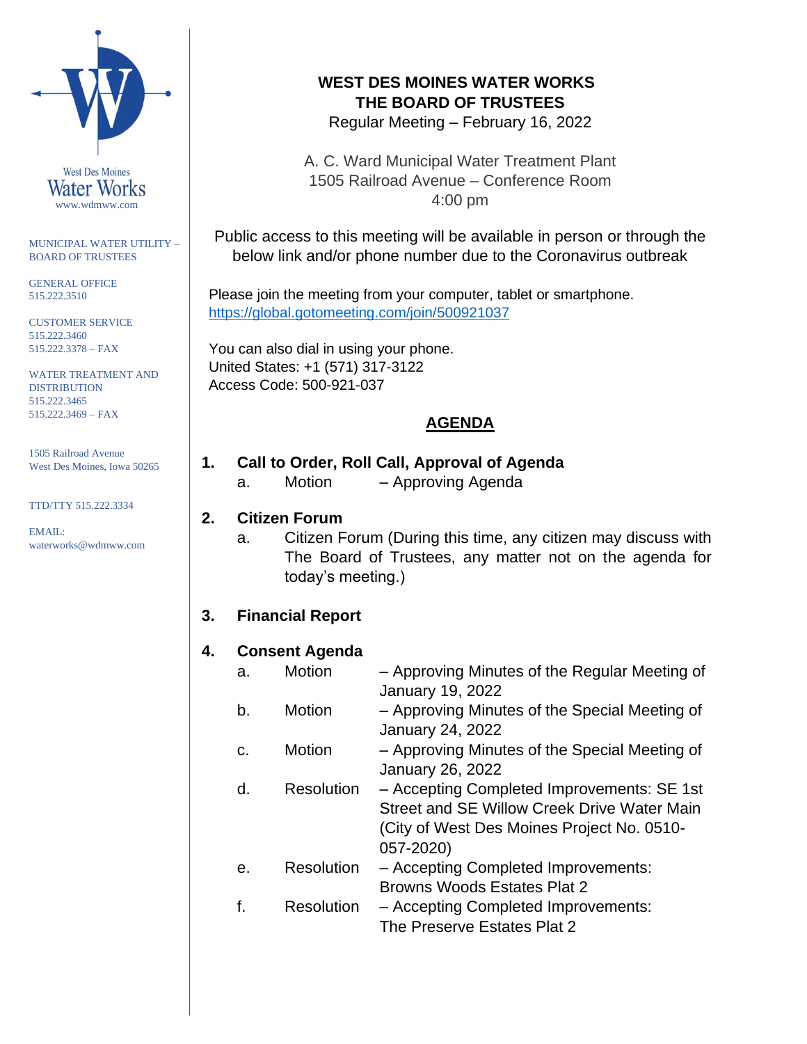West Des Moines
Water Works
www.wdmww.com

MUNICIPAL WATER UTILITY – BOARD OF TRUSTEES

GENERAL OFFICE
515.222.3510

CUSTOMER SERVICE
515.222.3460
515.222.3378 – FAX

WATER TREATMENT AND DISTRIBUTION
515.222.3465
515.222.3469 – FAX

1505 Railroad Avenue
West Des Moines, Iowa 50265

TTD/TTY 515.222.3334

EMAIL:
waterworks@wdmww.com

# WEST DES MOINES WATER WORKS
# THE BOARD OF TRUSTEES

Regular Meeting – February 16, 2022

A. C. Ward Municipal Water Treatment Plant
1505 Railroad Avenue – Conference Room
4:00 pm

Public access to this meeting will be available in person or through the below link and/or phone number due to the Coronavirus outbreak

Please join the meeting from your computer, tablet or smartphone.
https://global.gotomeeting.com/join/500921037

You can also dial in using your phone.
United States: +1 (571) 317-3122
Access Code: 500-921-037

## AGENDA

**1. Call to Order, Roll Call, Approval of Agenda**

a. Motion – Approving Agenda

**2. Citizen Forum**

a. Citizen Forum (During this time, any citizen may discuss with The Board of Trustees, any matter not on the agenda for today's meeting.)

**3. Financial Report**

**4. Consent Agenda**

a. Motion – Approving Minutes of the Regular Meeting of January 19, 2022

b. Motion – Approving Minutes of the Special Meeting of January 24, 2022

c. Motion – Approving Minutes of the Special Meeting of January 26, 2022

d. Resolution – Accepting Completed Improvements: SE 1st Street and SE Willow Creek Drive Water Main (City of West Des Moines Project No. 0510-057-2020)

e. Resolution – Accepting Completed Improvements: Browns Woods Estates Plat 2

f. Resolution – Accepting Completed Improvements: The Preserve Estates Plat 2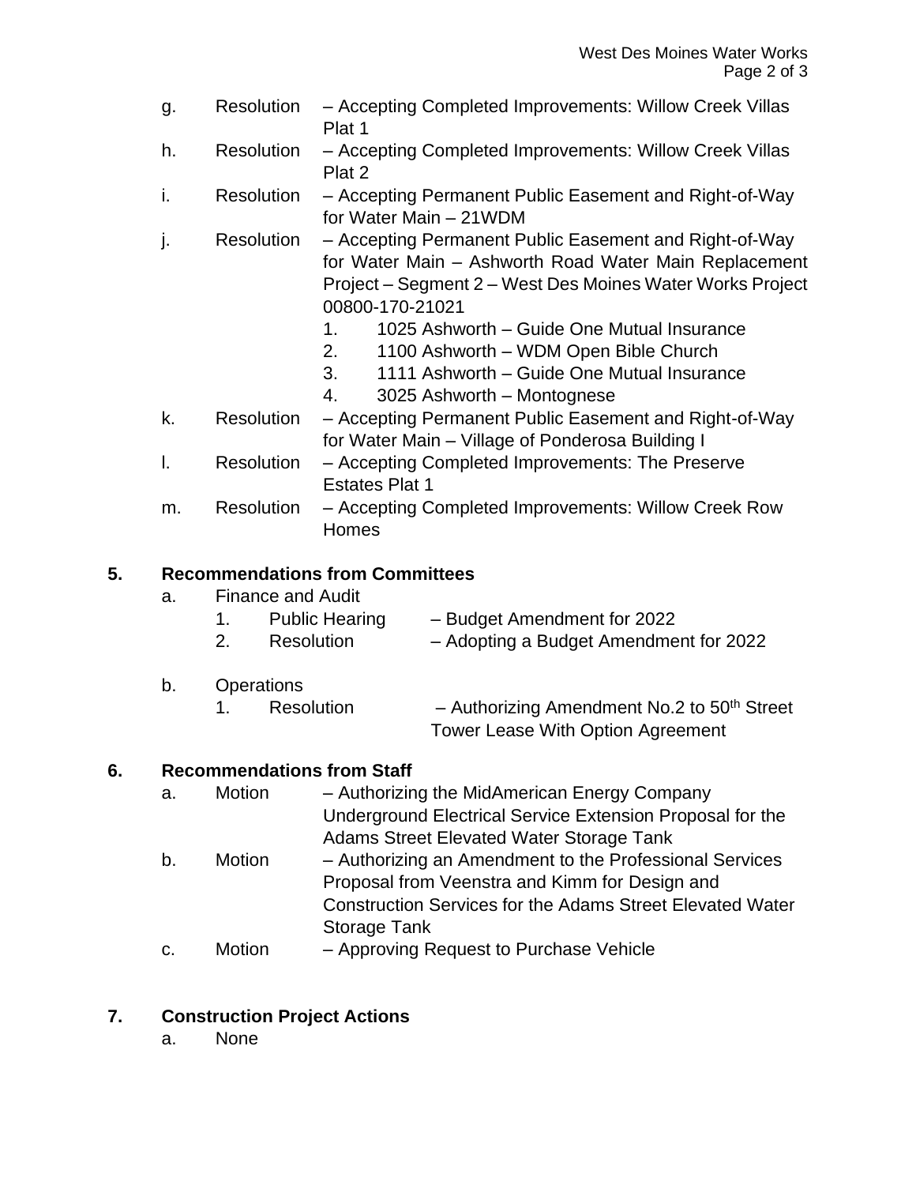g. Resolution – Accepting Completed Improvements: Willow Creek Villas Plat 1

h. Resolution – Accepting Completed Improvements: Willow Creek Villas Plat 2

i. Resolution – Accepting Permanent Public Easement and Right-of-Way for Water Main – 21WDM

j. Resolution – Accepting Permanent Public Easement and Right-of-Way for Water Main – Ashworth Road Water Main Replacement Project – Segment 2 – West Des Moines Water Works Project 00800-170-21021
   1. 1025 Ashworth – Guide One Mutual Insurance
   2. 1100 Ashworth – WDM Open Bible Church
   3. 1111 Ashworth – Guide One Mutual Insurance
   4. 3025 Ashworth – Montognese

k. Resolution – Accepting Permanent Public Easement and Right-of-Way for Water Main – Village of Ponderosa Building I

l. Resolution – Accepting Completed Improvements: The Preserve Estates Plat 1

m. Resolution – Accepting Completed Improvements: Willow Creek Row Homes

## 5. Recommendations from Committees

a. Finance and Audit
   1. Public Hearing – Budget Amendment for 2022
   2. Resolution – Adopting a Budget Amendment for 2022

b. Operations
   1. Resolution – Authorizing Amendment No.2 to 50th Street Tower Lease With Option Agreement

## 6. Recommendations from Staff

a. Motion – Authorizing the MidAmerican Energy Company Underground Electrical Service Extension Proposal for the Adams Street Elevated Water Storage Tank

b. Motion – Authorizing an Amendment to the Professional Services Proposal from Veenstra and Kimm for Design and Construction Services for the Adams Street Elevated Water Storage Tank

c. Motion – Approving Request to Purchase Vehicle

## 7. Construction Project Actions

a. None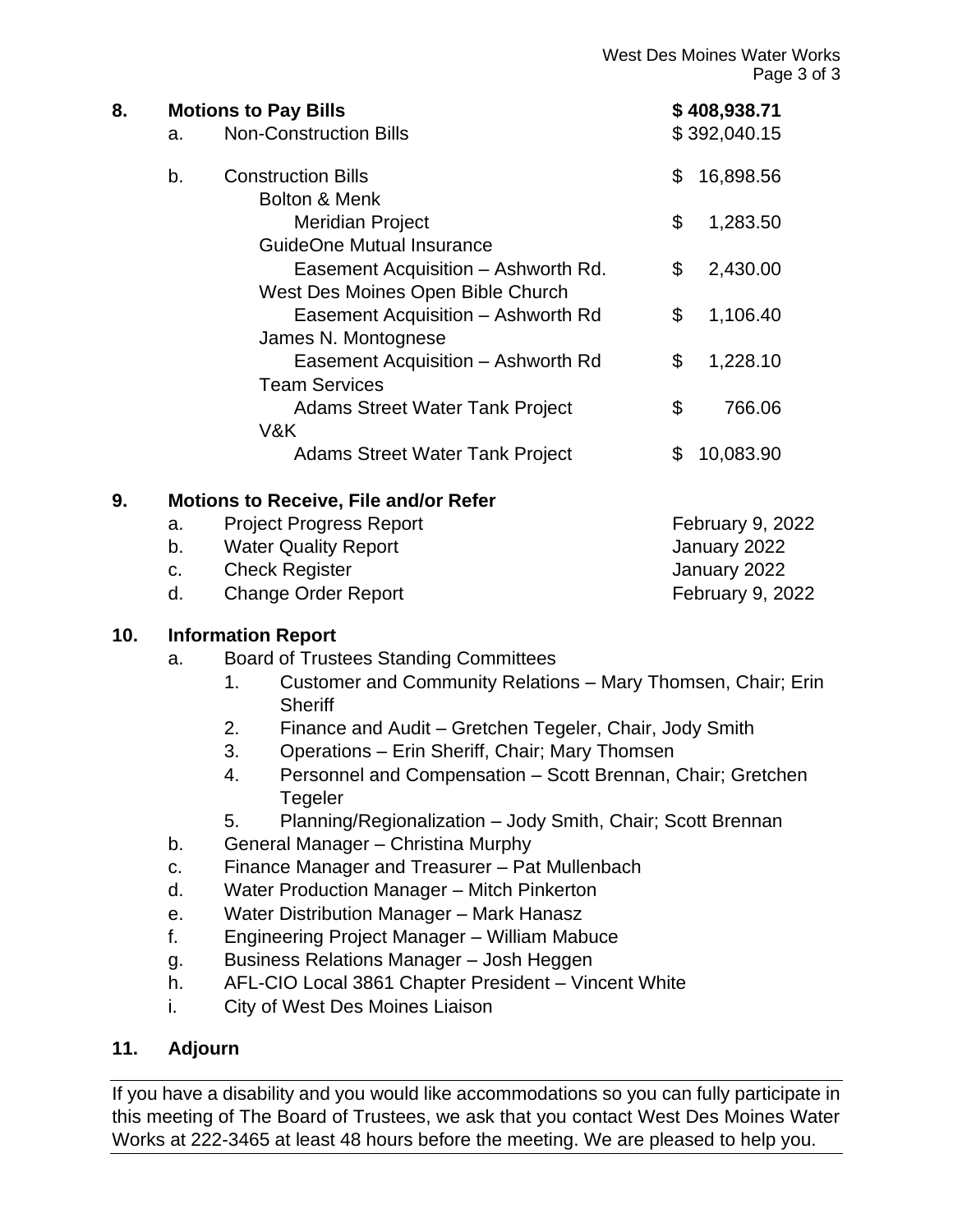**8. Motions to Pay Bills** **$ 408,938.71**

a. Non-Construction Bills $ 392,040.15

b. Construction Bills $ 16,898.56

| | |
|---|---|
| Bolton & Menk | |
| Meridian Project | $ 1,283.50 |
| GuideOne Mutual Insurance | |
| Easement Acquisition – Ashworth Rd. | $ 2,430.00 |
| West Des Moines Open Bible Church | |
| Easement Acquisition – Ashworth Rd | $ 1,106.40 |
| James N. Montognese | |
| Easement Acquisition – Ashworth Rd | $ 1,228.10 |
| Team Services | |
| Adams Street Water Tank Project | $ 766.06 |
| V&K | |
| Adams Street Water Tank Project | $ 10,083.90 |

**9. Motions to Receive, File and/or Refer**

a. Project Progress Report — February 9, 2022
b. Water Quality Report — January 2022
c. Check Register — January 2022
d. Change Order Report — February 9, 2022

**10. Information Report**

a. Board of Trustees Standing Committees
   1. Customer and Community Relations – Mary Thomsen, Chair; Erin Sheriff
   2. Finance and Audit – Gretchen Tegeler, Chair, Jody Smith
   3. Operations – Erin Sheriff, Chair; Mary Thomsen
   4. Personnel and Compensation – Scott Brennan, Chair; Gretchen Tegeler
   5. Planning/Regionalization – Jody Smith, Chair; Scott Brennan

b. General Manager – Christina Murphy
c. Finance Manager and Treasurer – Pat Mullenbach
d. Water Production Manager – Mitch Pinkerton
e. Water Distribution Manager – Mark Hanasz
f. Engineering Project Manager – William Mabuce
g. Business Relations Manager – Josh Heggen
h. AFL-CIO Local 3861 Chapter President – Vincent White
i. City of West Des Moines Liaison

**11. Adjourn**

---

If you have a disability and you would like accommodations so you can fully participate in this meeting of The Board of Trustees, we ask that you contact West Des Moines Water Works at 222-3465 at least 48 hours before the meeting. We are pleased to help you.